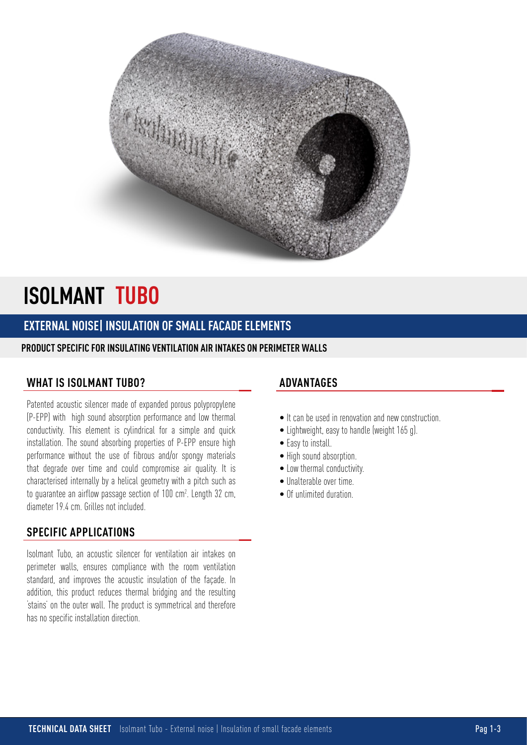# ISOLMANT TUBO

## EXTERNAL NOISE| INSULATION OF SMALL FACADE ELEMENTS

**PRODUCT SPECIFIC FOR INSULATING VENTILATION AIR INTAKES ON PERIMETER WALLS**

### WHAT IS ISOLMANT TUBO?

Patented acoustic silencer made of expanded porous polypropylene (P-EPP) with high sound absorption performance and low thermal conductivity. This element is cylindrical for a simple and quick installation. The sound absorbing properties of P-EPP ensure high performance without the use of fibrous and/or spongy materials that degrade over time and could compromise air quality. It is characterised internally by a helical geometry with a pitch such as to guarantee an airflow passage section of 100 cm$^2$. Length 32 cm, diameter 19.4 cm. Grilles not included.

### SPECIFIC APPLICATIONS

Isolmant Tubo, an acoustic silencer for ventilation air intakes on perimeter walls, ensures compliance with the room ventilation standard, and improves the acoustic insulation of the façade. In addition, this product reduces thermal bridging and the resulting 'stains' on the outer wall. The product is symmetrical and therefore has no specific installation direction.

### ADVANTAGES

- It can be used in renovation and new construction.
- Lightweight, easy to handle (weight 165 g).
- Easy to install.
- High sound absorption.
- Low thermal conductivity.
- Unalterable over time.
- Of unlimited duration.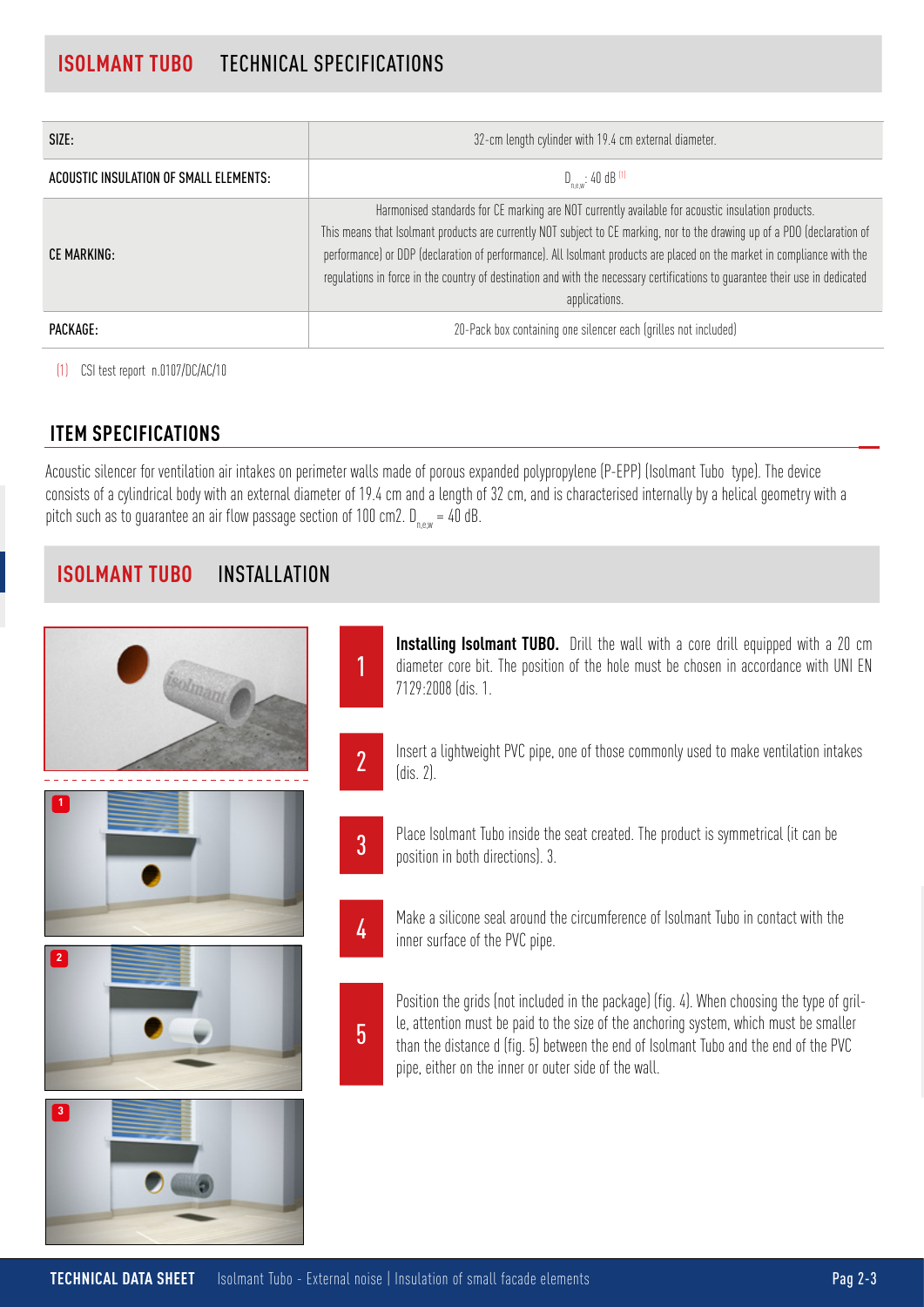## ISOLMANT TUBO TECHNICAL SPECIFICATIONS

| | |
|---|---|
| SIZE: | 32-cm length cylinder with 19.4 cm external diameter. |
| ACOUSTIC INSULATION OF SMALL ELEMENTS: | $D_{n,e,w}$: 40 dB [1] |
| CE MARKING: | Harmonised standards for CE marking are NOT currently available for acoustic insulation products. This means that Isolmant products are currently NOT subject to CE marking, nor to the drawing up of a PDO (declaration of performance) or DDP (declaration of performance). All Isolmant products are placed on the market in compliance with the regulations in force in the country of destination and with the necessary certifications to guarantee their use in dedicated applications. |
| PACKAGE: | 20-Pack box containing one silencer each (grilles not included) |

(1) CSI test report n.0107/DC/AC/10

### ITEM SPECIFICATIONS

Acoustic silencer for ventilation air intakes on perimeter walls made of porous expanded polypropylene (P-EPP) (Isolmant Tubo type). The device consists of a cylindrical body with an external diameter of 19.4 cm and a length of 32 cm, and is characterised internally by a helical geometry with a pitch such as to guarantee an air flow passage section of 100 cm2. $D_{n,e,w}$ = 40 dB.

## ISOLMANT TUBO INSTALLATION

1. **Installing Isolmant TUBO.** Drill the wall with a core drill equipped with a 20 cm diameter core bit. The position of the hole must be chosen in accordance with UNI EN 7129:2008 (dis. 1.
2. Insert a lightweight PVC pipe, one of those commonly used to make ventilation intakes (dis. 2).
3. Place Isolmant Tubo inside the seat created. The product is symmetrical (it can be position in both directions). 3.
4. Make a silicone seal around the circumference of Isolmant Tubo in contact with the inner surface of the PVC pipe.
5. Position the grids (not included in the package) (fig. 4). When choosing the type of grille, attention must be paid to the size of the anchoring system, which must be smaller than the distance d (fig. 5) between the end of Isolmant Tubo and the end of the PVC pipe, either on the inner or outer side of the wall.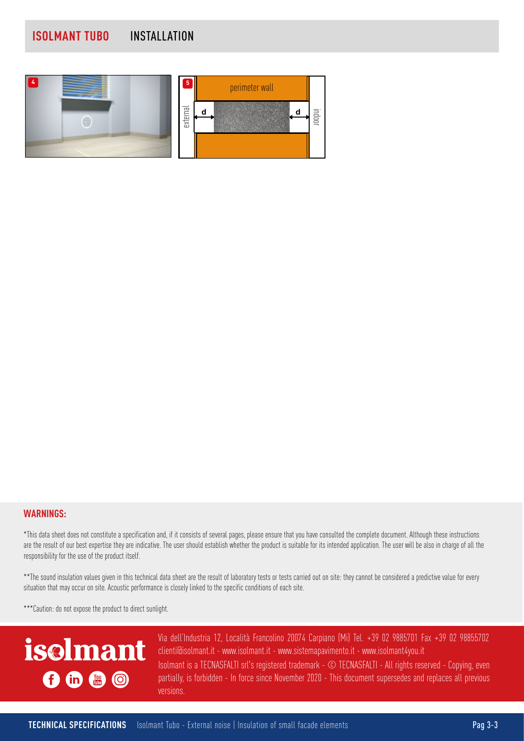## ISOLMANT TUBO INSTALLATION

4

5

perimeter wall

external

indoor

d

d

### WARNINGS:

*This data sheet does not constitute a specification and, if it consists of several pages, please ensure that you have consulted the complete document. Although these instructions are the result of our best expertise they are indicative. The user should establish whether the product is suitable for its intended application. The user will be also in charge of all the responsibility for the use of the product itself.

**The sound insulation values given in this technical data sheet are the result of laboratory tests or tests carried out on site: they cannot be considered a predictive value for every situation that may occur on site. Acoustic performance is closely linked to the specific conditions of each site.

***Caution: do not expose the product to direct sunlight.

isolmant

Via dell'Industria 12, Località Francolino 20074 Carpiano (Mi) Tel. +39 02 9885701 Fax +39 02 98855702 clienti@isolmant.it - www.isolmant.it - www.sistemapavimento.it - www.isolmant4you.it

Isolmant is a TECNASFALTI srl's registered trademark - © TECNASFALTI - All rights reserved - Copying, even partially, is forbidden - In force since November 2020 - This document supersedes and replaces all previous versions.